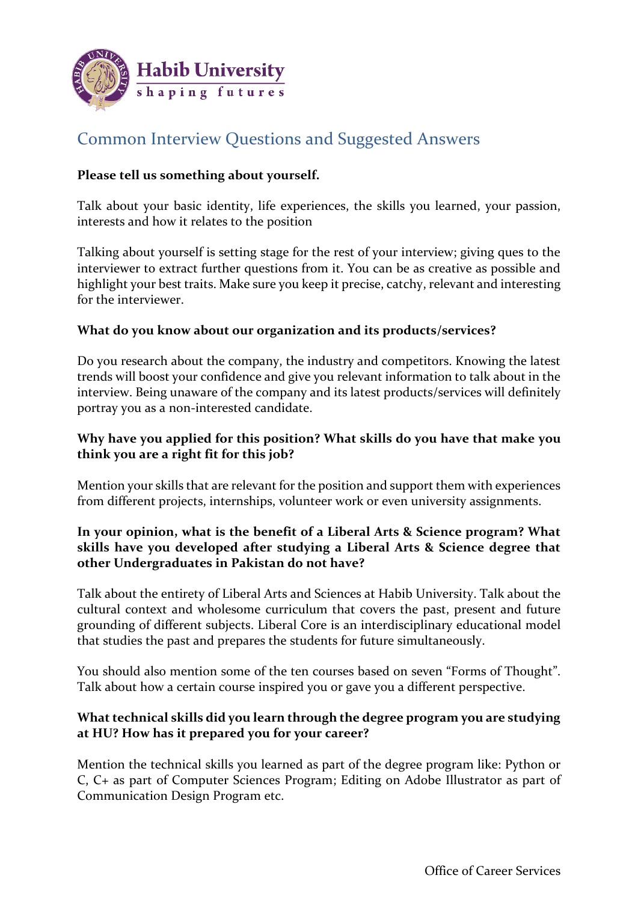Habib University
shaping futures

# Common Interview Questions and Suggested Answers

**Please tell us something about yourself.**

Talk about your basic identity, life experiences, the skills you learned, your passion, interests and how it relates to the position

Talking about yourself is setting stage for the rest of your interview; giving ques to the interviewer to extract further questions from it. You can be as creative as possible and highlight your best traits. Make sure you keep it precise, catchy, relevant and interesting for the interviewer.

**What do you know about our organization and its products/services?**

Do you research about the company, the industry and competitors. Knowing the latest trends will boost your confidence and give you relevant information to talk about in the interview. Being unaware of the company and its latest products/services will definitely portray you as a non-interested candidate.

**Why have you applied for this position? What skills do you have that make you think you are a right fit for this job?**

Mention your skills that are relevant for the position and support them with experiences from different projects, internships, volunteer work or even university assignments.

**In your opinion, what is the benefit of a Liberal Arts & Science program? What skills have you developed after studying a Liberal Arts & Science degree that other Undergraduates in Pakistan do not have?**

Talk about the entirety of Liberal Arts and Sciences at Habib University. Talk about the cultural context and wholesome curriculum that covers the past, present and future grounding of different subjects. Liberal Core is an interdisciplinary educational model that studies the past and prepares the students for future simultaneously.

You should also mention some of the ten courses based on seven "Forms of Thought". Talk about how a certain course inspired you or gave you a different perspective.

**What technical skills did you learn through the degree program you are studying at HU? How has it prepared you for your career?**

Mention the technical skills you learned as part of the degree program like: Python or C, C+ as part of Computer Sciences Program; Editing on Adobe Illustrator as part of Communication Design Program etc.

Office of Career Services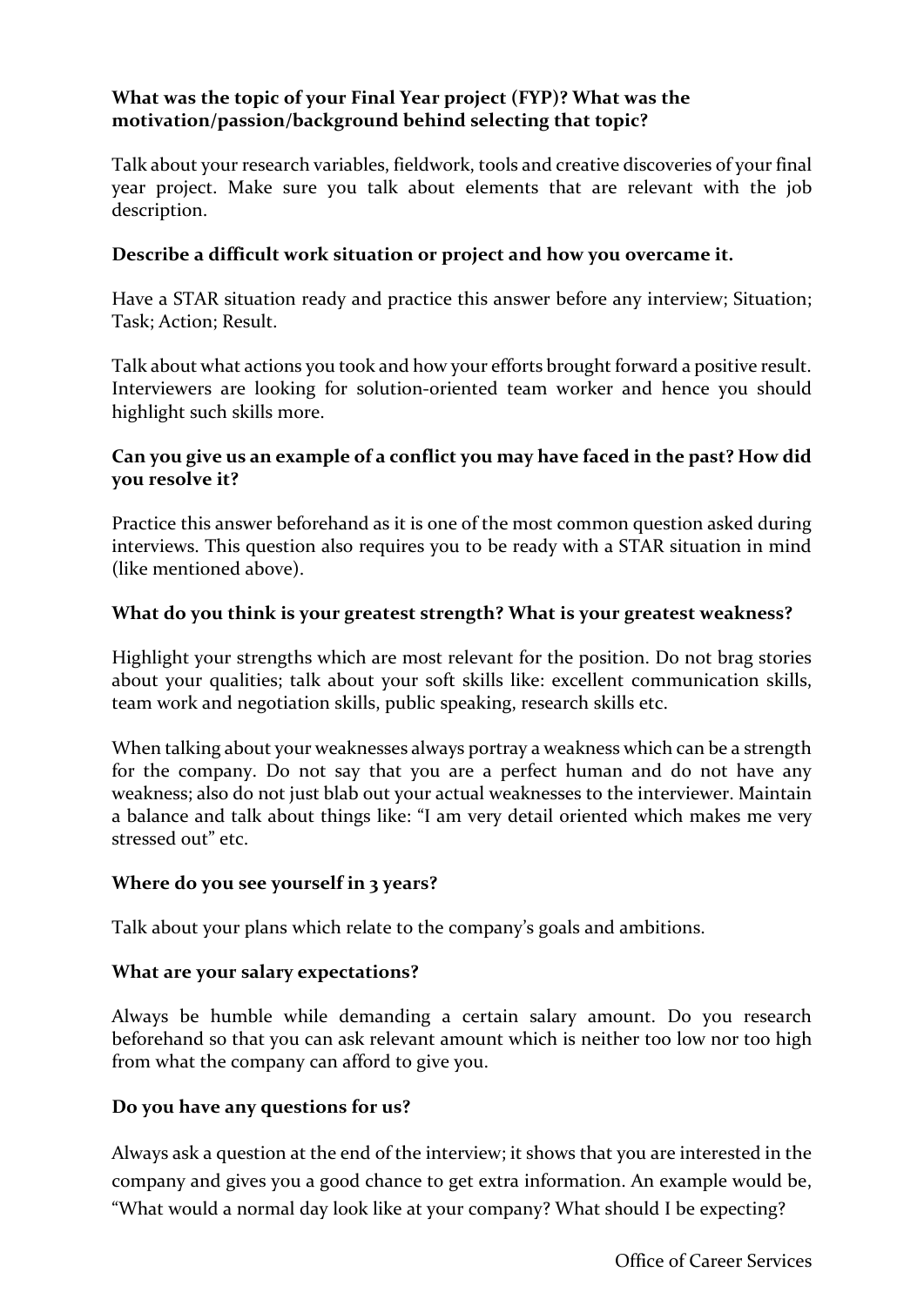**What was the topic of your Final Year project (FYP)? What was the motivation/passion/background behind selecting that topic?**

Talk about your research variables, fieldwork, tools and creative discoveries of your final year project. Make sure you talk about elements that are relevant with the job description.

**Describe a difficult work situation or project and how you overcame it.**

Have a STAR situation ready and practice this answer before any interview; Situation; Task; Action; Result.

Talk about what actions you took and how your efforts brought forward a positive result. Interviewers are looking for solution-oriented team worker and hence you should highlight such skills more.

**Can you give us an example of a conflict you may have faced in the past? How did you resolve it?**

Practice this answer beforehand as it is one of the most common question asked during interviews. This question also requires you to be ready with a STAR situation in mind (like mentioned above).

**What do you think is your greatest strength? What is your greatest weakness?**

Highlight your strengths which are most relevant for the position. Do not brag stories about your qualities; talk about your soft skills like: excellent communication skills, team work and negotiation skills, public speaking, research skills etc.

When talking about your weaknesses always portray a weakness which can be a strength for the company. Do not say that you are a perfect human and do not have any weakness; also do not just blab out your actual weaknesses to the interviewer. Maintain a balance and talk about things like: "I am very detail oriented which makes me very stressed out" etc.

**Where do you see yourself in 3 years?**

Talk about your plans which relate to the company's goals and ambitions.

**What are your salary expectations?**

Always be humble while demanding a certain salary amount. Do you research beforehand so that you can ask relevant amount which is neither too low nor too high from what the company can afford to give you.

**Do you have any questions for us?**

Always ask a question at the end of the interview; it shows that you are interested in the company and gives you a good chance to get extra information. An example would be, "What would a normal day look like at your company? What should I be expecting?

Office of Career Services